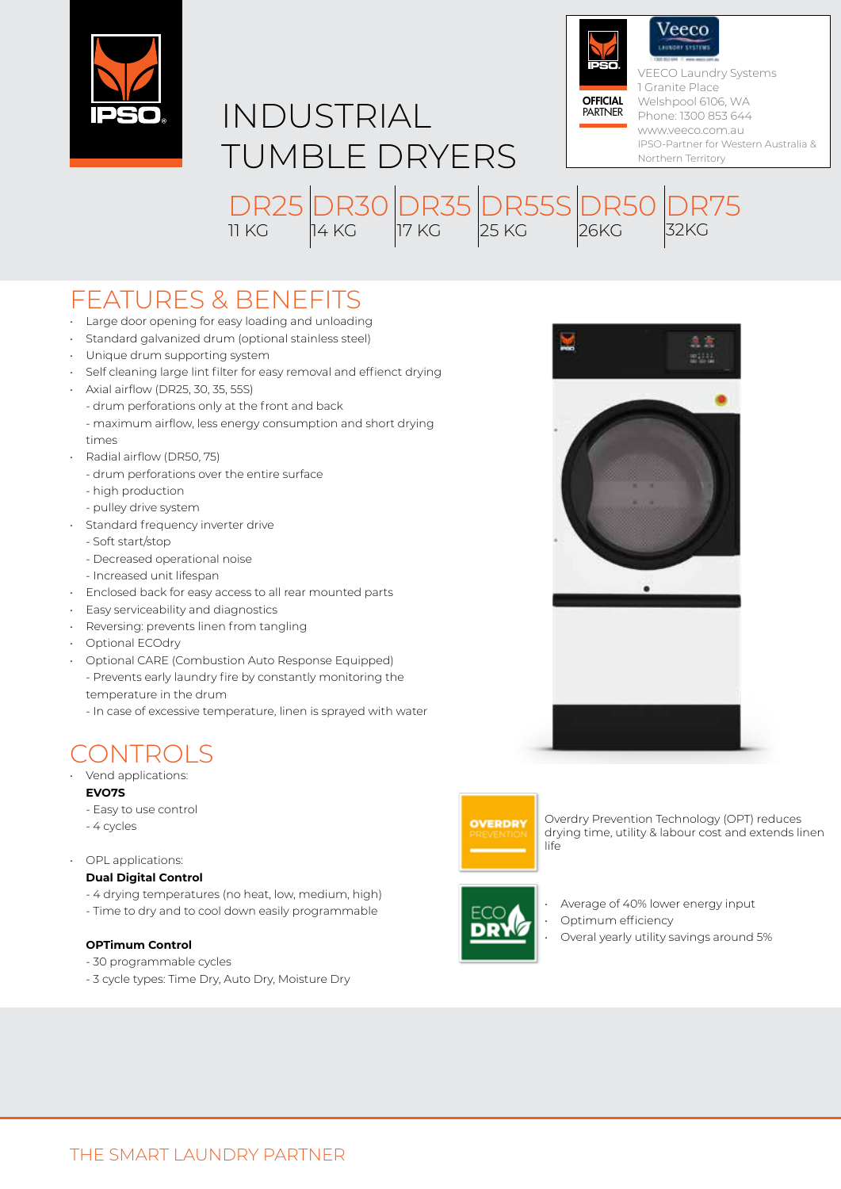IPSO

# INDUSTRIAL TUMBLE DRYERS

OFFICIAL PARTNER

VEECO Laundry Systems
1 Granite Place
Welshpool 6106, WA
Phone: 1300 853 644
www.veeco.com.au
IPSO-Partner for Western Australia & Northern Territory

| DR25 | DR30 | DR35 | DR55S | DR50 | DR75 |
|---|---|---|---|---|---|
| 11 KG | 14 KG | 17 KG | 25 KG | 26KG | 32KG |

## FEATURES & BENEFITS

- Large door opening for easy loading and unloading
- Standard galvanized drum (optional stainless steel)
- Unique drum supporting system
- Self cleaning large lint filter for easy removal and effienct drying
- Axial airflow (DR25, 30, 35, 55S)
  - drum perforations only at the front and back
  - maximum airflow, less energy consumption and short drying times
- Radial airflow (DR50, 75)
  - drum perforations over the entire surface
  - high production
  - pulley drive system
- Standard frequency inverter drive
  - Soft start/stop
  - Decreased operational noise
  - Increased unit lifespan
- Enclosed back for easy access to all rear mounted parts
- Easy serviceability and diagnostics
- Reversing: prevents linen from tangling
- Optional ECOdry
- Optional CARE (Combustion Auto Response Equipped)
  - Prevents early laundry fire by constantly monitoring the temperature in the drum
  - In case of excessive temperature, linen is sprayed with water

## CONTROLS

- Vend applications:
  **EVO7S**
  - Easy to use control
  - 4 cycles
- OPL applications:
  **Dual Digital Control**
  - 4 drying temperatures (no heat, low, medium, high)
  - Time to dry and to cool down easily programmable

  **OPTimum Control**
  - 30 programmable cycles
  - 3 cycle types: Time Dry, Auto Dry, Moisture Dry

OVERDRY PREVENTION

Overdry Prevention Technology (OPT) reduces drying time, utility & labour cost and extends linen life

ECO DRY

- Average of 40% lower energy input
- Optimum efficiency
- Overal yearly utility savings around 5%

THE SMART LAUNDRY PARTNER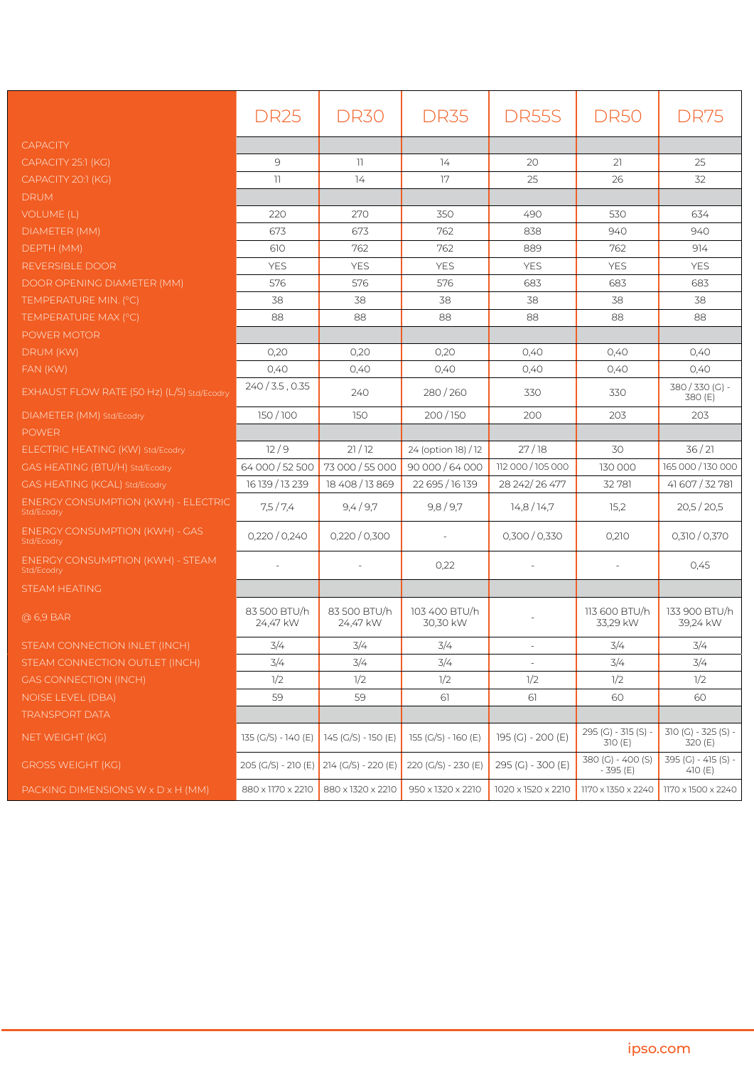| | DR25 | DR30 | DR35 | DR55S | DR50 | DR75 |
|---|---|---|---|---|---|---|
| CAPACITY | | | | | | |
| CAPACITY 25:1 (KG) | 9 | 11 | 14 | 20 | 21 | 25 |
| CAPACITY 20:1 (KG) | 11 | 14 | 17 | 25 | 26 | 32 |
| DRUM | | | | | | |
| VOLUME (L) | 220 | 270 | 350 | 490 | 530 | 634 |
| DIAMETER (MM) | 673 | 673 | 762 | 838 | 940 | 940 |
| DEPTH (MM) | 610 | 762 | 762 | 889 | 762 | 914 |
| REVERSIBLE DOOR | YES | YES | YES | YES | YES | YES |
| DOOR OPENING DIAMETER (MM) | 576 | 576 | 576 | 683 | 683 | 683 |
| TEMPERATURE MIN. (°C) | 38 | 38 | 38 | 38 | 38 | 38 |
| TEMPERATURE MAX (°C) | 88 | 88 | 88 | 88 | 88 | 88 |
| POWER MOTOR | | | | | | |
| DRUM (KW) | 0,20 | 0,20 | 0,20 | 0,40 | 0,40 | 0,40 |
| FAN (KW) | 0,40 | 0,40 | 0,40 | 0,40 | 0,40 | 0,40 |
| EXHAUST FLOW RATE (50 Hz) (L/S) Std/Ecodry | 240 / 3.5 , 0.35 | 240 | 280 / 260 | 330 | 330 | 380 / 330 (G) - 380 (E) |
| DIAMETER (MM) Std/Ecodry | 150 / 100 | 150 | 200 / 150 | 200 | 203 | 203 |
| POWER | | | | | | |
| ELECTRIC HEATING (KW) Std/Ecodry | 12 / 9 | 21 / 12 | 24 (option 18) / 12 | 27 / 18 | 30 | 36 / 21 |
| GAS HEATING (BTU/H) Std/Ecodry | 64 000 / 52 500 | 73 000 / 55 000 | 90 000 / 64 000 | 112 000 / 105 000 | 130 000 | 165 000 / 130 000 |
| GAS HEATING (KCAL) Std/Ecodry | 16 139 / 13 239 | 18 408 / 13 869 | 22 695 / 16 139 | 28 242/ 26 477 | 32 781 | 41 607 / 32 781 |
| ENERGY CONSUMPTION (KWH) - ELECTRIC Std/Ecodry | 7,5 / 7,4 | 9,4 / 9,7 | 9,8 / 9,7 | 14,8 / 14,7 | 15,2 | 20,5 / 20,5 |
| ENERGY CONSUMPTION (KWH) - GAS Std/Ecodry | 0,220 / 0,240 | 0,220 / 0,300 | - | 0,300 / 0,330 | 0,210 | 0,310 / 0,370 |
| ENERGY CONSUMPTION (KWH) - STEAM Std/Ecodry | - | - | 0,22 | - | - | 0,45 |
| STEAM HEATING | | | | | | |
| @ 6,9 BAR | 83 500 BTU/h 24,47 kW | 83 500 BTU/h 24,47 kW | 103 400 BTU/h 30,30 kW | - | 113 600 BTU/h 33,29 kW | 133 900 BTU/h 39,24 kW |
| STEAM CONNECTION INLET (INCH) | 3/4 | 3/4 | 3/4 | - | 3/4 | 3/4 |
| STEAM CONNECTION OUTLET (INCH) | 3/4 | 3/4 | 3/4 | - | 3/4 | 3/4 |
| GAS CONNECTION (INCH) | 1/2 | 1/2 | 1/2 | 1/2 | 1/2 | 1/2 |
| NOISE LEVEL (DBA) | 59 | 59 | 61 | 61 | 60 | 60 |
| TRANSPORT DATA | | | | | | |
| NET WEIGHT (KG) | 135 (G/S) - 140 (E) | 145 (G/S) - 150 (E) | 155 (G/S) - 160 (E) | 195 (G) - 200 (E) | 295 (G) - 315 (S) - 310 (E) | 310 (G) - 325 (S) - 320 (E) |
| GROSS WEIGHT (KG) | 205 (G/S) - 210 (E) | 214 (G/S) - 220 (E) | 220 (G/S) - 230 (E) | 295 (G) - 300 (E) | 380 (G) - 400 (S) - 395 (E) | 395 (G) - 415 (S) - 410 (E) |
| PACKING DIMENSIONS W x D x H (MM) | 880 x 1170 x 2210 | 880 x 1320 x 2210 | 950 x 1320 x 2210 | 1020 x 1520 x 2210 | 1170 x 1350 x 2240 | 1170 x 1500 x 2240 |

ipso.com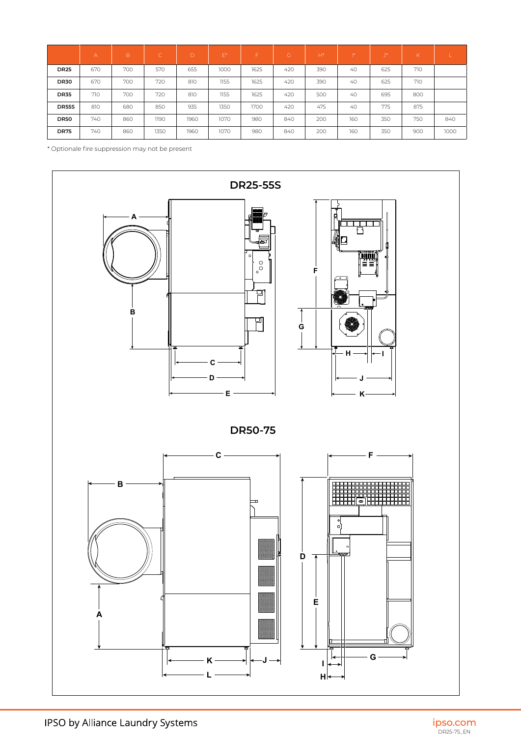| | A | B | C | D | E* | F | G | H* | I* | J* | K | L |
|---|---|---|---|---|---|---|---|---|---|---|---|---|
| **DR25** | 670 | 700 | 570 | 655 | 1000 | 1625 | 420 | 390 | 40 | 625 | 710 | |
| **DR30** | 670 | 700 | 720 | 810 | 1155 | 1625 | 420 | 390 | 40 | 625 | 710 | |
| **DR35** | 710 | 700 | 720 | 810 | 1155 | 1625 | 420 | 500 | 40 | 695 | 800 | |
| **DR55S** | 810 | 680 | 850 | 935 | 1350 | 1700 | 420 | 475 | 40 | 775 | 875 | |
| **DR50** | 740 | 860 | 1190 | 1960 | 1070 | 980 | 840 | 200 | 160 | 350 | 750 | 840 |
| **DR75** | 740 | 860 | 1350 | 1960 | 1070 | 980 | 840 | 200 | 160 | 350 | 900 | 1000 |

\* Optionale fire suppression may not be present

**DR25-55S**

A
B
C
D
E
F
G
H
I
J
K

**DR50-75**

C
F
B
A
D
E
K
J
L
G
I
H

IPSO by Alliance Laundry Systems

ipso.com
DR25-75_EN